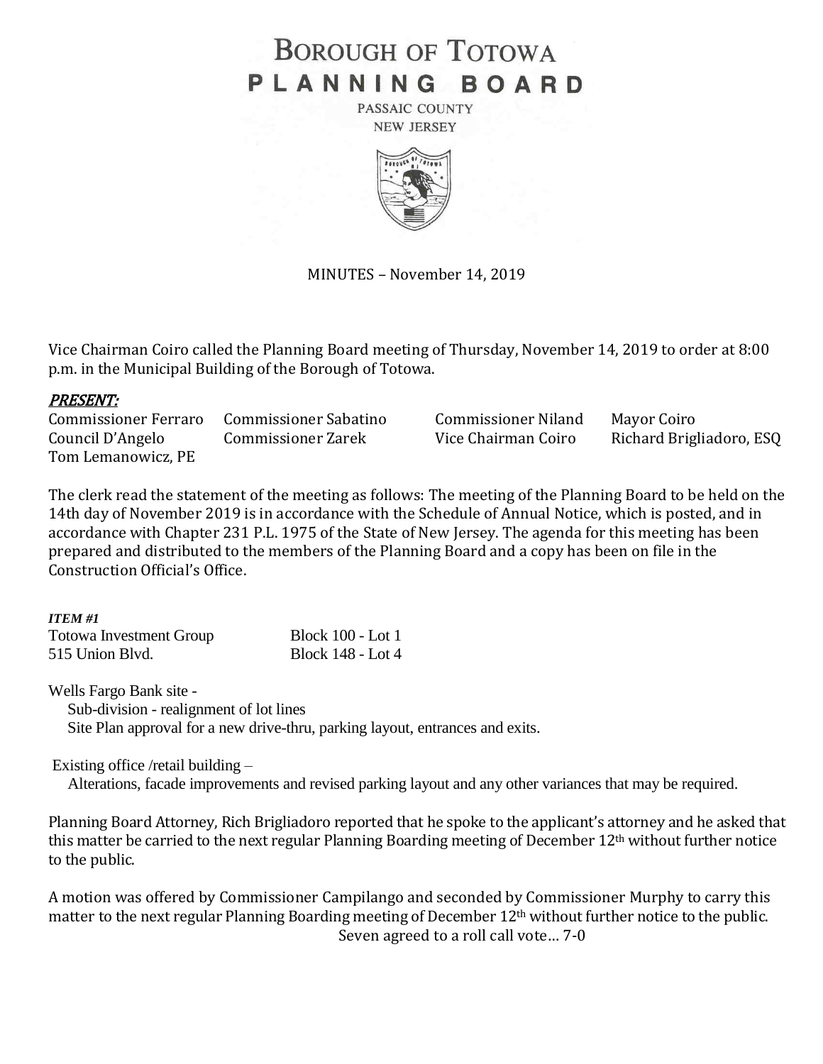# BOROUGH OF TOTOWA
# PLANNING BOARD

PASSAIC COUNTY
NEW JERSEY

MINUTES – November 14, 2019

Vice Chairman Coiro called the Planning Board meeting of Thursday, November 14, 2019 to order at 8:00 p.m. in the Municipal Building of the Borough of Totowa.

***PRESENT:***

| | | | |
|---|---|---|---|
| Commissioner Ferraro | Commissioner Sabatino | Commissioner Niland | Mayor Coiro |
| Council D'Angelo | Commissioner Zarek | Vice Chairman Coiro | Richard Brigliadoro, ESQ |
| Tom Lemanowicz, PE | | | |

The clerk read the statement of the meeting as follows: The meeting of the Planning Board to be held on the 14th day of November 2019 is in accordance with the Schedule of Annual Notice, which is posted, and in accordance with Chapter 231 P.L. 1975 of the State of New Jersey. The agenda for this meeting has been prepared and distributed to the members of the Planning Board and a copy has been on file in the Construction Official's Office.

***ITEM #1***

Totowa Investment Group — Block 100 - Lot 1
515 Union Blvd. — Block 148 - Lot 4

Wells Fargo Bank site -
- Sub-division - realignment of lot lines
- Site Plan approval for a new drive-thru, parking layout, entrances and exits.

Existing office /retail building –
- Alterations, facade improvements and revised parking layout and any other variances that may be required.

Planning Board Attorney, Rich Brigliadoro reported that he spoke to the applicant's attorney and he asked that this matter be carried to the next regular Planning Boarding meeting of December 12th without further notice to the public.

A motion was offered by Commissioner Campilango and seconded by Commissioner Murphy to carry this matter to the next regular Planning Boarding meeting of December 12th without further notice to the public.
Seven agreed to a roll call vote… 7-0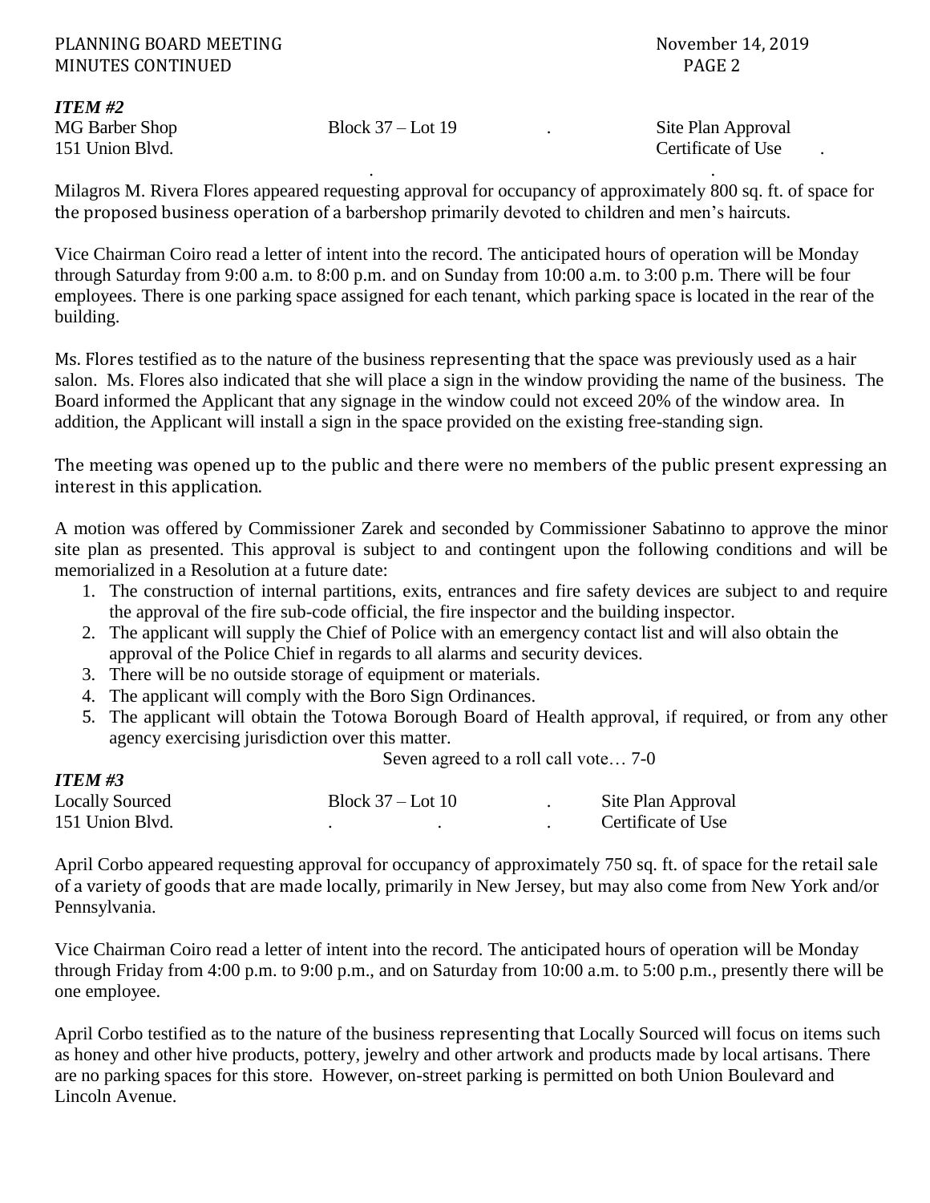***ITEM #2***

MG Barber Shop — Block 37 – Lot 19 — Site Plan Approval
151 Union Blvd. — Certificate of Use

Milagros M. Rivera Flores appeared requesting approval for occupancy of approximately 800 sq. ft. of space for the proposed business operation of a barbershop primarily devoted to children and men's haircuts.

Vice Chairman Coiro read a letter of intent into the record. The anticipated hours of operation will be Monday through Saturday from 9:00 a.m. to 8:00 p.m. and on Sunday from 10:00 a.m. to 3:00 p.m. There will be four employees. There is one parking space assigned for each tenant, which parking space is located in the rear of the building.

Ms. Flores testified as to the nature of the business representing that the space was previously used as a hair salon. Ms. Flores also indicated that she will place a sign in the window providing the name of the business. The Board informed the Applicant that any signage in the window could not exceed 20% of the window area. In addition, the Applicant will install a sign in the space provided on the existing free-standing sign.

The meeting was opened up to the public and there were no members of the public present expressing an interest in this application.

A motion was offered by Commissioner Zarek and seconded by Commissioner Sabatinno to approve the minor site plan as presented. This approval is subject to and contingent upon the following conditions and will be memorialized in a Resolution at a future date:

1. The construction of internal partitions, exits, entrances and fire safety devices are subject to and require the approval of the fire sub-code official, the fire inspector and the building inspector.
2. The applicant will supply the Chief of Police with an emergency contact list and will also obtain the approval of the Police Chief in regards to all alarms and security devices.
3. There will be no outside storage of equipment or materials.
4. The applicant will comply with the Boro Sign Ordinances.
5. The applicant will obtain the Totowa Borough Board of Health approval, if required, or from any other agency exercising jurisdiction over this matter.

Seven agreed to a roll call vote… 7-0

***ITEM #3***

Locally Sourced — Block 37 – Lot 10 — Site Plan Approval
151 Union Blvd. — Certificate of Use

April Corbo appeared requesting approval for occupancy of approximately 750 sq. ft. of space for the retail sale of a variety of goods that are made locally, primarily in New Jersey, but may also come from New York and/or Pennsylvania.

Vice Chairman Coiro read a letter of intent into the record. The anticipated hours of operation will be Monday through Friday from 4:00 p.m. to 9:00 p.m., and on Saturday from 10:00 a.m. to 5:00 p.m., presently there will be one employee.

April Corbo testified as to the nature of the business representing that Locally Sourced will focus on items such as honey and other hive products, pottery, jewelry and other artwork and products made by local artisans. There are no parking spaces for this store. However, on-street parking is permitted on both Union Boulevard and Lincoln Avenue.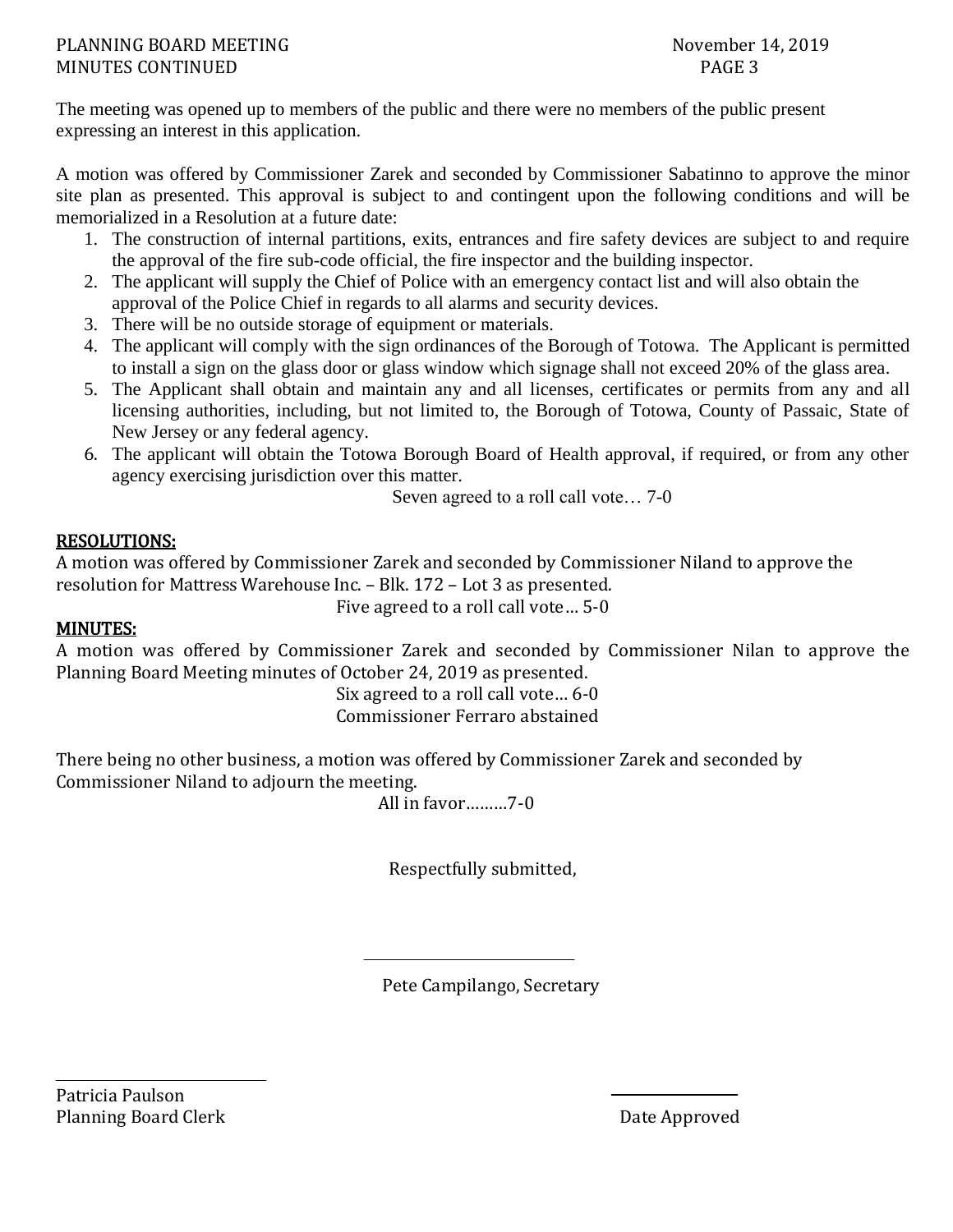The meeting was opened up to members of the public and there were no members of the public present expressing an interest in this application.

A motion was offered by Commissioner Zarek and seconded by Commissioner Sabatinno to approve the minor site plan as presented. This approval is subject to and contingent upon the following conditions and will be memorialized in a Resolution at a future date:

1. The construction of internal partitions, exits, entrances and fire safety devices are subject to and require the approval of the fire sub-code official, the fire inspector and the building inspector.
2. The applicant will supply the Chief of Police with an emergency contact list and will also obtain the approval of the Police Chief in regards to all alarms and security devices.
3. There will be no outside storage of equipment or materials.
4. The applicant will comply with the sign ordinances of the Borough of Totowa. The Applicant is permitted to install a sign on the glass door or glass window which signage shall not exceed 20% of the glass area.
5. The Applicant shall obtain and maintain any and all licenses, certificates or permits from any and all licensing authorities, including, but not limited to, the Borough of Totowa, County of Passaic, State of New Jersey or any federal agency.
6. The applicant will obtain the Totowa Borough Board of Health approval, if required, or from any other agency exercising jurisdiction over this matter.

Seven agreed to a roll call vote… 7-0

**RESOLUTIONS:**

A motion was offered by Commissioner Zarek and seconded by Commissioner Niland to approve the resolution for Mattress Warehouse Inc. – Blk. 172 – Lot 3 as presented.

Five agreed to a roll call vote… 5-0

**MINUTES:**

A motion was offered by Commissioner Zarek and seconded by Commissioner Nilan to approve the Planning Board Meeting minutes of October 24, 2019 as presented.

Six agreed to a roll call vote… 6-0
Commissioner Ferraro abstained

There being no other business, a motion was offered by Commissioner Zarek and seconded by Commissioner Niland to adjourn the meeting.

All in favor………7-0

Respectfully submitted,

\_\_\_\_\_\_\_\_\_\_\_\_\_\_\_\_\_\_\_\_\_\_\_\_\_\_

Pete Campilango, Secretary

\_\_\_\_\_\_\_\_\_\_\_\_\_\_\_\_\_\_\_\_\_\_\_\_\_\_

Patricia Paulson
Planning Board Clerk

\_\_\_\_\_\_\_\_\_\_\_\_\_\_\_

Date Approved